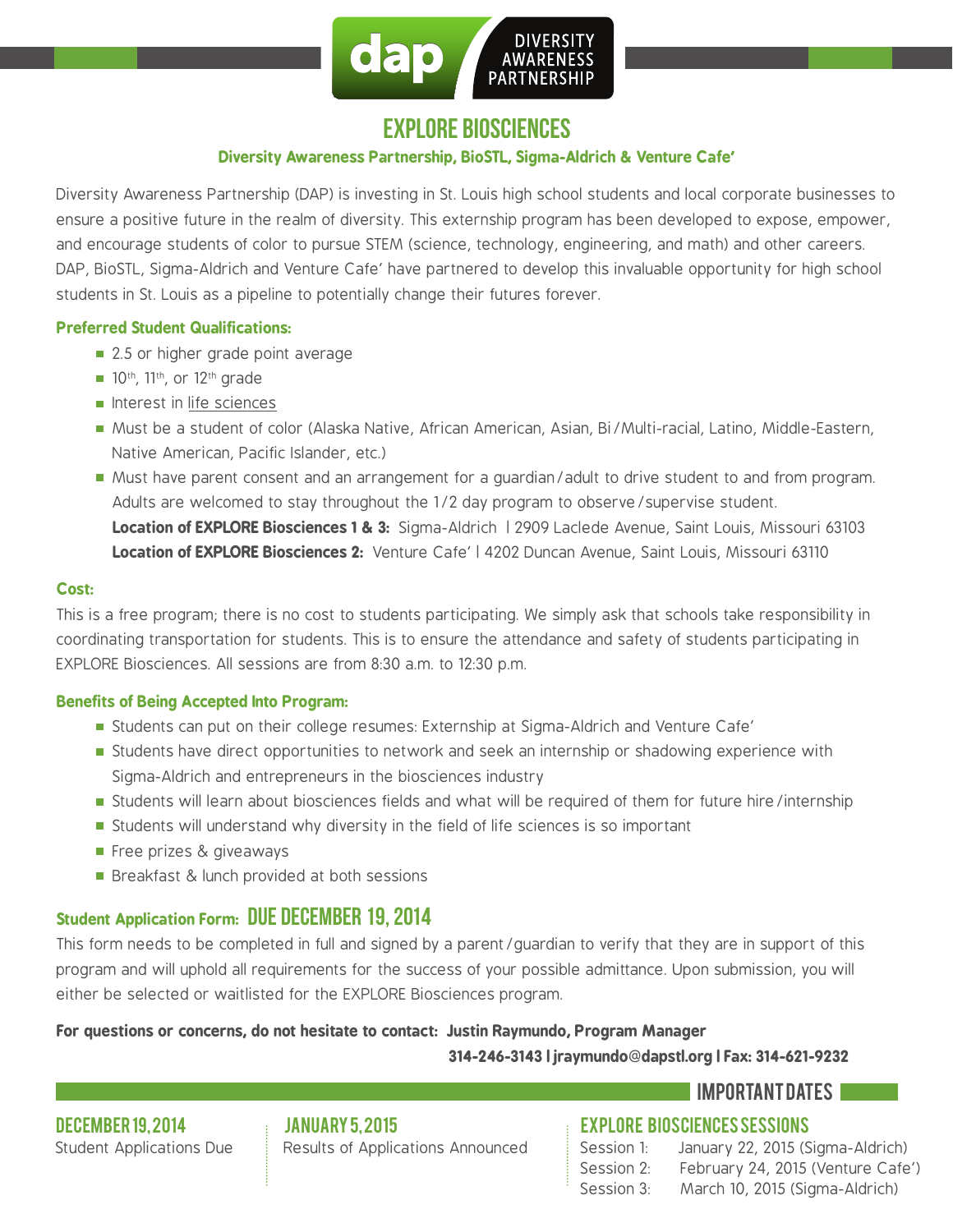dap DIVERSITY AWARENESS PARTNERSHIP

# EXPLORE BIOSCIENCES

**Diversity Awareness Partnership, BioSTL, Sigma-Aldrich & Venture Cafe'**

Diversity Awareness Partnership (DAP) is investing in St. Louis high school students and local corporate businesses to ensure a positive future in the realm of diversity. This externship program has been developed to expose, empower, and encourage students of color to pursue STEM (science, technology, engineering, and math) and other careers. DAP, BioSTL, Sigma-Aldrich and Venture Cafe' have partnered to develop this invaluable opportunity for high school students in St. Louis as a pipeline to potentially change their futures forever.

### Preferred Student Qualifications:

- 2.5 or higher grade point average
- 10th, 11th, or 12th grade
- Interest in life sciences
- Must be a student of color (Alaska Native, African American, Asian, Bi/Multi-racial, Latino, Middle-Eastern, Native American, Pacific Islander, etc.)
- Must have parent consent and an arrangement for a guardian/adult to drive student to and from program. Adults are welcomed to stay throughout the 1/2 day program to observe/supervise student.
  **Location of EXPLORE Biosciences 1 & 3:** Sigma-Aldrich | 2909 Laclede Avenue, Saint Louis, Missouri 63103
  **Location of EXPLORE Biosciences 2:** Venture Cafe' | 4202 Duncan Avenue, Saint Louis, Missouri 63110

### Cost:

This is a free program; there is no cost to students participating. We simply ask that schools take responsibility in coordinating transportation for students. This is to ensure the attendance and safety of students participating in EXPLORE Biosciences. All sessions are from 8:30 a.m. to 12:30 p.m.

### Benefits of Being Accepted Into Program:

- Students can put on their college resumes: Externship at Sigma-Aldrich and Venture Cafe'
- Students have direct opportunities to network and seek an internship or shadowing experience with Sigma-Aldrich and entrepreneurs in the biosciences industry
- Students will learn about biosciences fields and what will be required of them for future hire/internship
- Students will understand why diversity in the field of life sciences is so important
- Free prizes & giveaways
- Breakfast & lunch provided at both sessions

### Student Application Form: DUE DECEMBER 19, 2014

This form needs to be completed in full and signed by a parent/guardian to verify that they are in support of this program and will uphold all requirements for the success of your possible admittance. Upon submission, you will either be selected or waitlisted for the EXPLORE Biosciences program.

**For questions or concerns, do not hesitate to contact: Justin Raymundo, Program Manager**
**314-246-3143 | jraymundo@dapstl.org | Fax: 314-621-9232**

## IMPORTANT DATES

**DECEMBER 19, 2014**
Student Applications Due

**JANUARY 5, 2015**
Results of Applications Announced

**EXPLORE BIOSCIENCES SESSIONS**
Session 1: January 22, 2015 (Sigma-Aldrich)
Session 2: February 24, 2015 (Venture Cafe')
Session 3: March 10, 2015 (Sigma-Aldrich)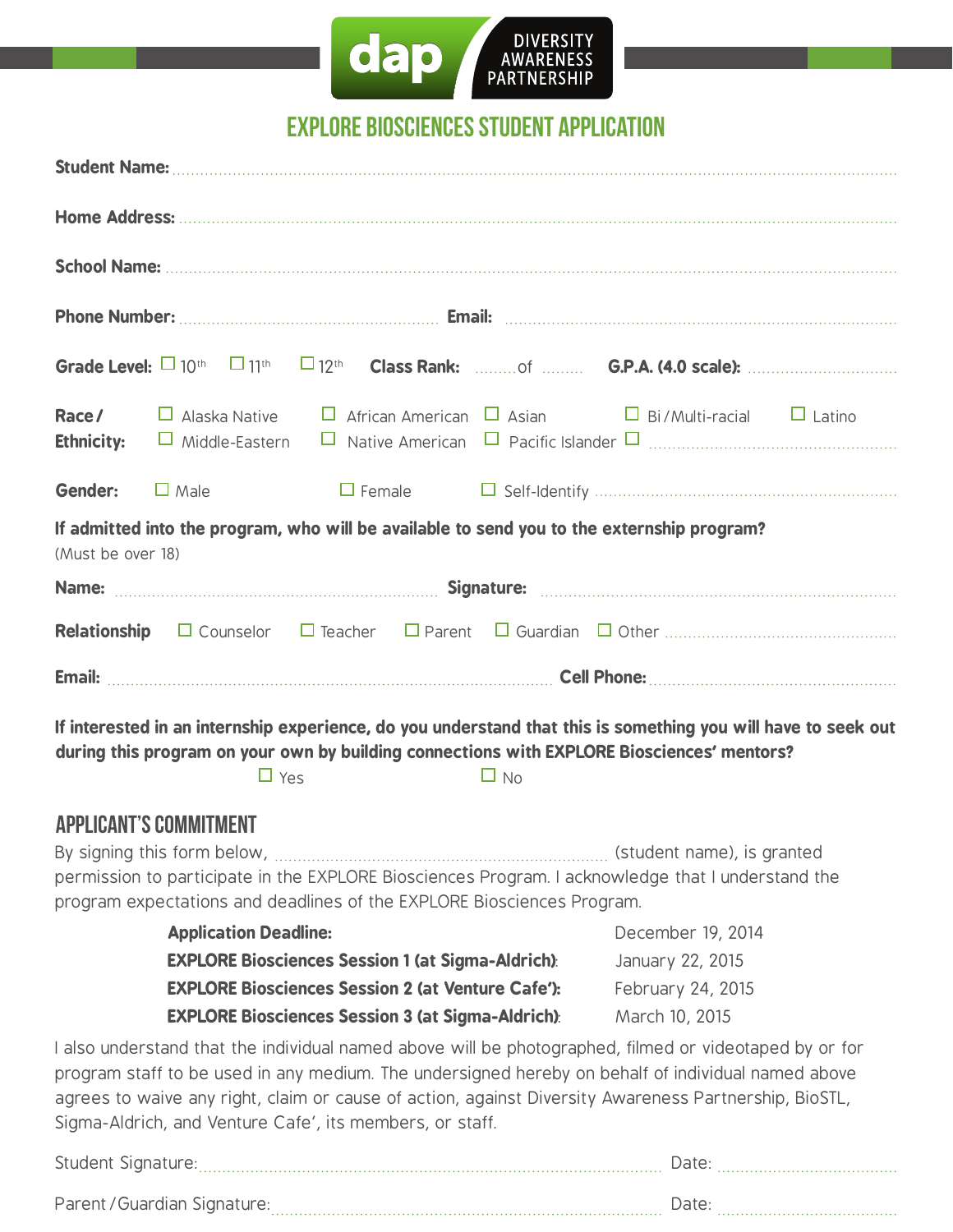dap DIVERSITY AWARENESS PARTNERSHIP

# EXPLORE BIOSCIENCES STUDENT APPLICATION

**Student Name:** ..............................................................................................

**Home Address:** ..............................................................................................

**School Name:** ..............................................................................................

**Phone Number:** ...................................... **Email:** ......................................

**Grade Level:** ☐ 10th ☐ 11th ☐ 12th **Class Rank:** .........of ......... **G.P.A. (4.0 scale):** ......................

**Race / Ethnicity:** ☐ Alaska Native ☐ African American ☐ Asian ☐ Bi / Multi-racial ☐ Latino ☐ Middle-Eastern ☐ Native American ☐ Pacific Islander ☐ ......................................

**Gender:** ☐ Male ☐ Female ☐ Self-Identify ......................................

**If admitted into the program, who will be available to send you to the externship program?**
(Must be over 18)

**Name:** ...................................... **Signature:** ......................................

**Relationship** ☐ Counselor ☐ Teacher ☐ Parent ☐ Guardian ☐ Other ......................................

**Email:** ...................................... **Cell Phone:** ......................................

**If interested in an internship experience, do you understand that this is something you will have to seek out during this program on your own by building connections with EXPLORE Biosciences' mentors?**

☐ Yes ☐ No

## APPLICANT'S COMMITMENT

By signing this form below, ...................................... (student name), is granted permission to participate in the EXPLORE Biosciences Program. I acknowledge that I understand the program expectations and deadlines of the EXPLORE Biosciences Program.

| | |
|---|---|
| **Application Deadline:** | December 19, 2014 |
| **EXPLORE Biosciences Session 1 (at Sigma-Aldrich):** | January 22, 2015 |
| **EXPLORE Biosciences Session 2 (at Venture Cafe'):** | February 24, 2015 |
| **EXPLORE Biosciences Session 3 (at Sigma-Aldrich):** | March 10, 2015 |

I also understand that the individual named above will be photographed, filmed or videotaped by or for program staff to be used in any medium. The undersigned hereby on behalf of individual named above agrees to waive any right, claim or cause of action, against Diversity Awareness Partnership, BioSTL, Sigma-Aldrich, and Venture Cafe', its members, or staff.

Student Signature: ...................................... Date: ......................

Parent / Guardian Signature: ...................................... Date: ......................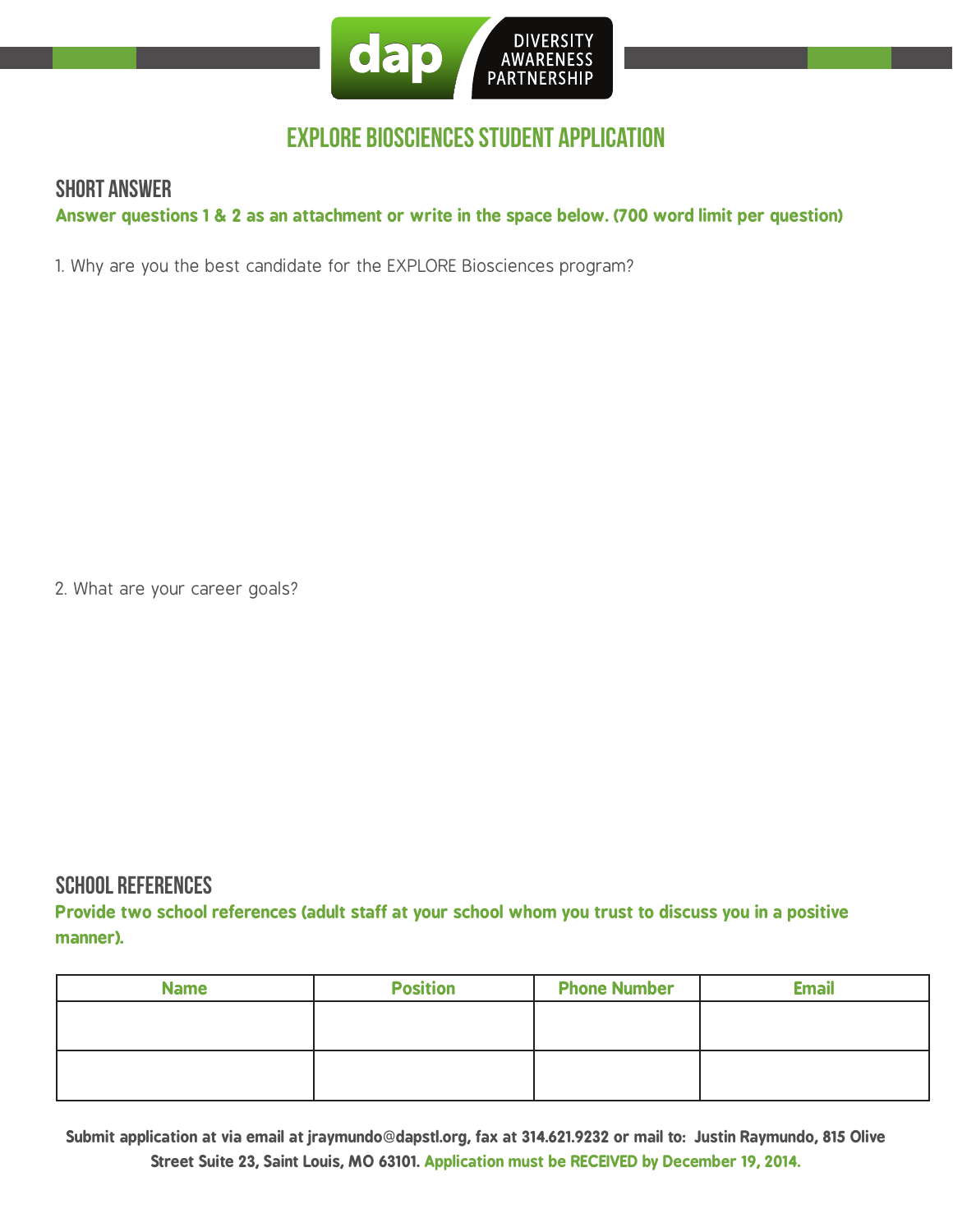DIVERSITY AWARENESS PARTNERSHIP

# EXPLORE BIOSCIENCES STUDENT APPLICATION

## SHORT ANSWER

**Answer questions 1 & 2 as an attachment or write in the space below. (700 word limit per question)**

1. Why are you the best candidate for the EXPLORE Biosciences program?

2. What are your career goals?

## SCHOOL REFERENCES

**Provide two school references (adult staff at your school whom you trust to discuss you in a positive manner).**

| Name | Position | Phone Number | Email |
| --- | --- | --- | --- |
| | | | |
| | | | |

**Submit application at via email at jraymundo@dapstl.org, fax at 314.621.9232 or mail to: Justin Raymundo, 815 Olive Street Suite 23, Saint Louis, MO 63101. Application must be RECEIVED by December 19, 2014.**